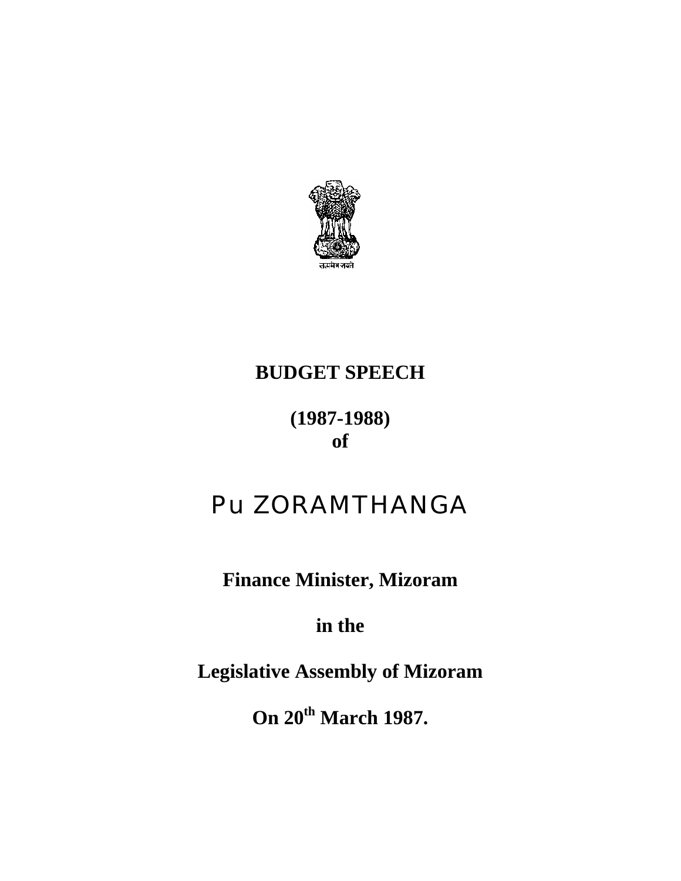सत्यमेव जयते

# BUDGET SPEECH

## (1987-1988)
## of

# Pu ZORAMTHANGA

## Finance Minister, Mizoram

## in the

## Legislative Assembly of Mizoram

## On 20th March 1987.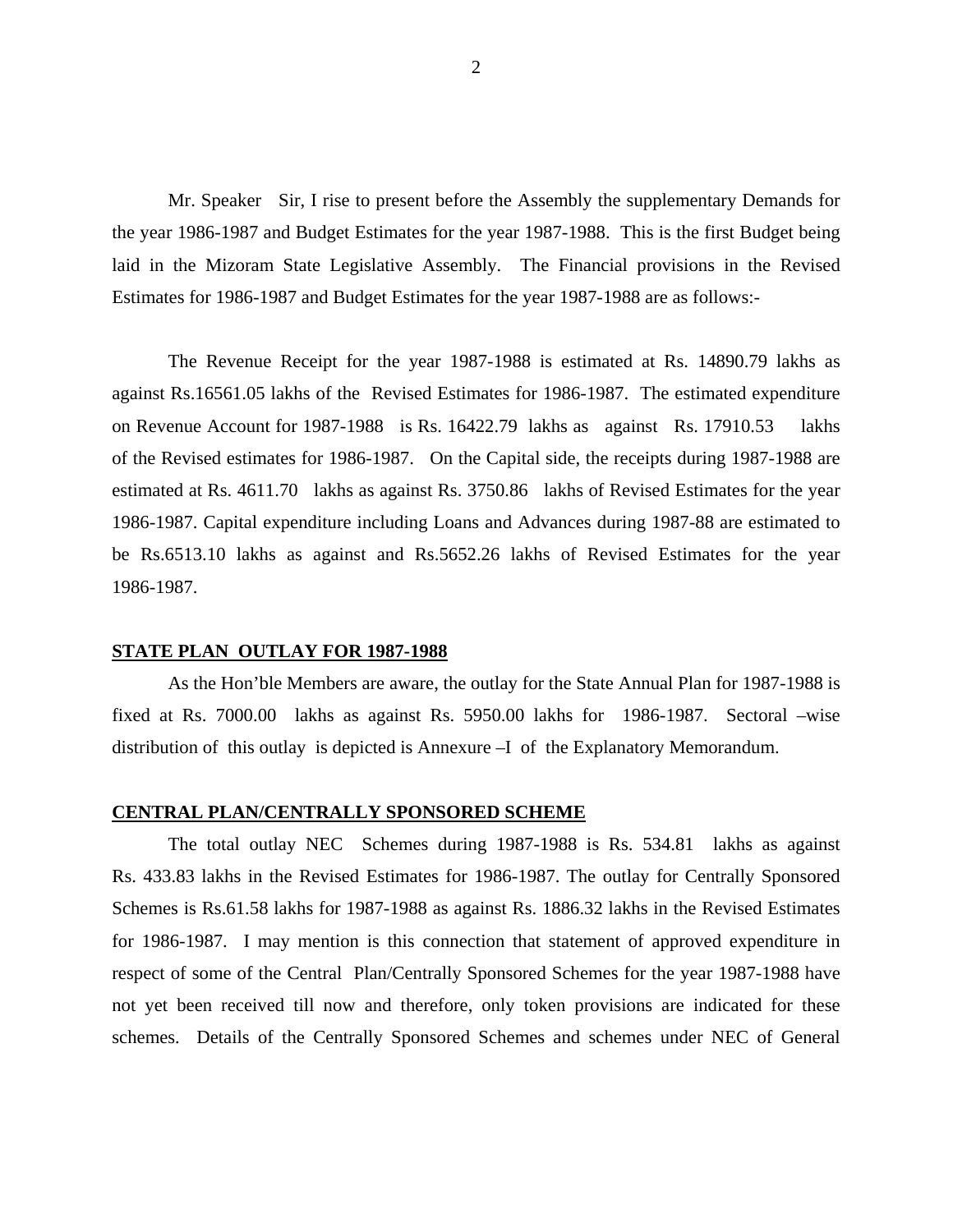Mr. Speaker Sir, I rise to present before the Assembly the supplementary Demands for the year 1986-1987 and Budget Estimates for the year 1987-1988. This is the first Budget being laid in the Mizoram State Legislative Assembly. The Financial provisions in the Revised Estimates for 1986-1987 and Budget Estimates for the year 1987-1988 are as follows:-

The Revenue Receipt for the year 1987-1988 is estimated at Rs. 14890.79 lakhs as against Rs.16561.05 lakhs of the Revised Estimates for 1986-1987. The estimated expenditure on Revenue Account for 1987-1988 is Rs. 16422.79 lakhs as against Rs. 17910.53 lakhs of the Revised estimates for 1986-1987. On the Capital side, the receipts during 1987-1988 are estimated at Rs. 4611.70 lakhs as against Rs. 3750.86 lakhs of Revised Estimates for the year 1986-1987. Capital expenditure including Loans and Advances during 1987-88 are estimated to be Rs.6513.10 lakhs as against and Rs.5652.26 lakhs of Revised Estimates for the year 1986-1987.

**STATE PLAN OUTLAY FOR 1987-1988**

As the Hon'ble Members are aware, the outlay for the State Annual Plan for 1987-1988 is fixed at Rs. 7000.00 lakhs as against Rs. 5950.00 lakhs for 1986-1987. Sectoral –wise distribution of this outlay is depicted is Annexure –I of the Explanatory Memorandum.

**CENTRAL PLAN/CENTRALLY SPONSORED SCHEME**

The total outlay NEC Schemes during 1987-1988 is Rs. 534.81 lakhs as against Rs. 433.83 lakhs in the Revised Estimates for 1986-1987. The outlay for Centrally Sponsored Schemes is Rs.61.58 lakhs for 1987-1988 as against Rs. 1886.32 lakhs in the Revised Estimates for 1986-1987. I may mention is this connection that statement of approved expenditure in respect of some of the Central Plan/Centrally Sponsored Schemes for the year 1987-1988 have not yet been received till now and therefore, only token provisions are indicated for these schemes. Details of the Centrally Sponsored Schemes and schemes under NEC of General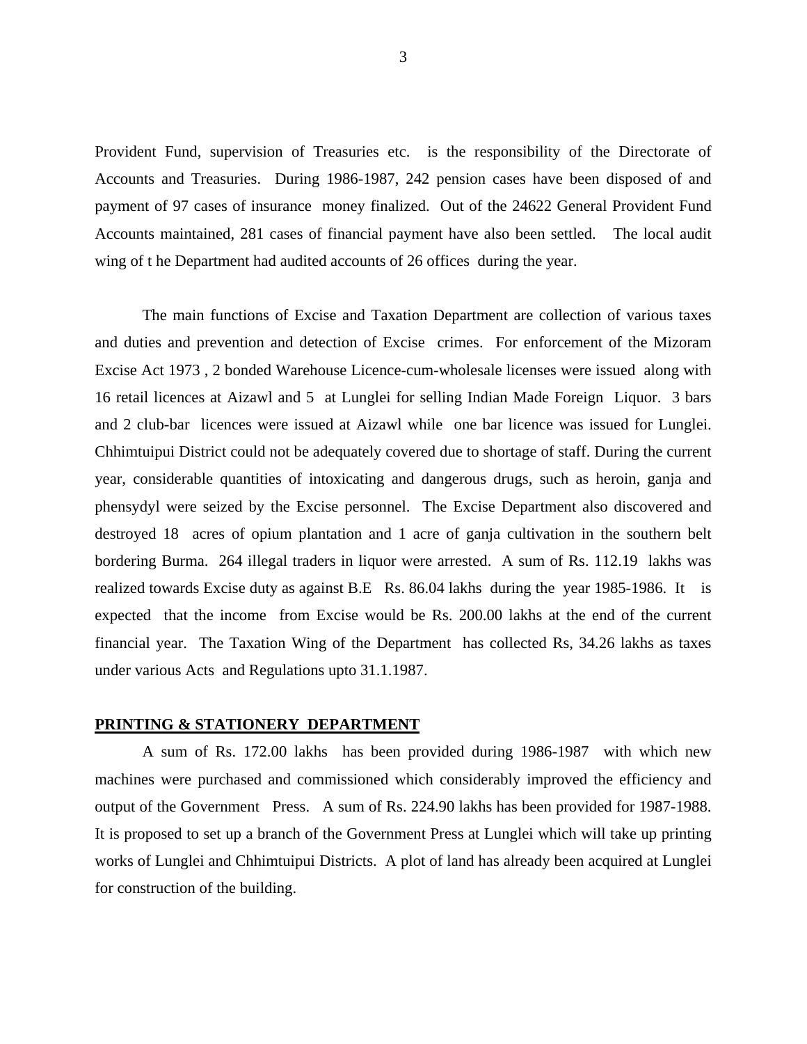Provident Fund, supervision of Treasuries etc. is the responsibility of the Directorate of Accounts and Treasuries. During 1986-1987, 242 pension cases have been disposed of and payment of 97 cases of insurance money finalized. Out of the 24622 General Provident Fund Accounts maintained, 281 cases of financial payment have also been settled. The local audit wing of t he Department had audited accounts of 26 offices during the year.

The main functions of Excise and Taxation Department are collection of various taxes and duties and prevention and detection of Excise crimes. For enforcement of the Mizoram Excise Act 1973 , 2 bonded Warehouse Licence-cum-wholesale licenses were issued along with 16 retail licences at Aizawl and 5 at Lunglei for selling Indian Made Foreign Liquor. 3 bars and 2 club-bar licences were issued at Aizawl while one bar licence was issued for Lunglei. Chhimtuipui District could not be adequately covered due to shortage of staff. During the current year, considerable quantities of intoxicating and dangerous drugs, such as heroin, ganja and phensydyl were seized by the Excise personnel. The Excise Department also discovered and destroyed 18 acres of opium plantation and 1 acre of ganja cultivation in the southern belt bordering Burma. 264 illegal traders in liquor were arrested. A sum of Rs. 112.19 lakhs was realized towards Excise duty as against B.E Rs. 86.04 lakhs during the year 1985-1986. It is expected that the income from Excise would be Rs. 200.00 lakhs at the end of the current financial year. The Taxation Wing of the Department has collected Rs, 34.26 lakhs as taxes under various Acts and Regulations upto 31.1.1987.

**PRINTING & STATIONERY DEPARTMENT**

A sum of Rs. 172.00 lakhs has been provided during 1986-1987 with which new machines were purchased and commissioned which considerably improved the efficiency and output of the Government Press. A sum of Rs. 224.90 lakhs has been provided for 1987-1988. It is proposed to set up a branch of the Government Press at Lunglei which will take up printing works of Lunglei and Chhimtuipui Districts. A plot of land has already been acquired at Lunglei for construction of the building.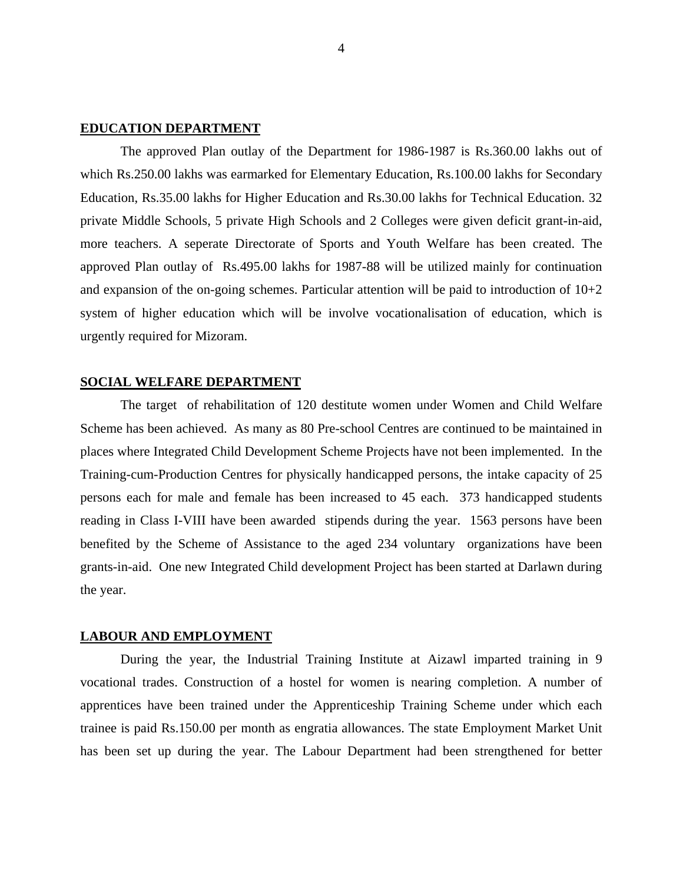**EDUCATION DEPARTMENT**

The approved Plan outlay of the Department for 1986-1987 is Rs.360.00 lakhs out of which Rs.250.00 lakhs was earmarked for Elementary Education, Rs.100.00 lakhs for Secondary Education, Rs.35.00 lakhs for Higher Education and Rs.30.00 lakhs for Technical Education. 32 private Middle Schools, 5 private High Schools and 2 Colleges were given deficit grant-in-aid, more teachers. A seperate Directorate of Sports and Youth Welfare has been created. The approved Plan outlay of Rs.495.00 lakhs for 1987-88 will be utilized mainly for continuation and expansion of the on-going schemes. Particular attention will be paid to introduction of 10+2 system of higher education which will be involve vocationalisation of education, which is urgently required for Mizoram.

**SOCIAL WELFARE DEPARTMENT**

The target of rehabilitation of 120 destitute women under Women and Child Welfare Scheme has been achieved. As many as 80 Pre-school Centres are continued to be maintained in places where Integrated Child Development Scheme Projects have not been implemented. In the Training-cum-Production Centres for physically handicapped persons, the intake capacity of 25 persons each for male and female has been increased to 45 each. 373 handicapped students reading in Class I-VIII have been awarded stipends during the year. 1563 persons have been benefited by the Scheme of Assistance to the aged 234 voluntary organizations have been grants-in-aid. One new Integrated Child development Project has been started at Darlawn during the year.

**LABOUR AND EMPLOYMENT**

During the year, the Industrial Training Institute at Aizawl imparted training in 9 vocational trades. Construction of a hostel for women is nearing completion. A number of apprentices have been trained under the Apprenticeship Training Scheme under which each trainee is paid Rs.150.00 per month as engratia allowances. The state Employment Market Unit has been set up during the year. The Labour Department had been strengthened for better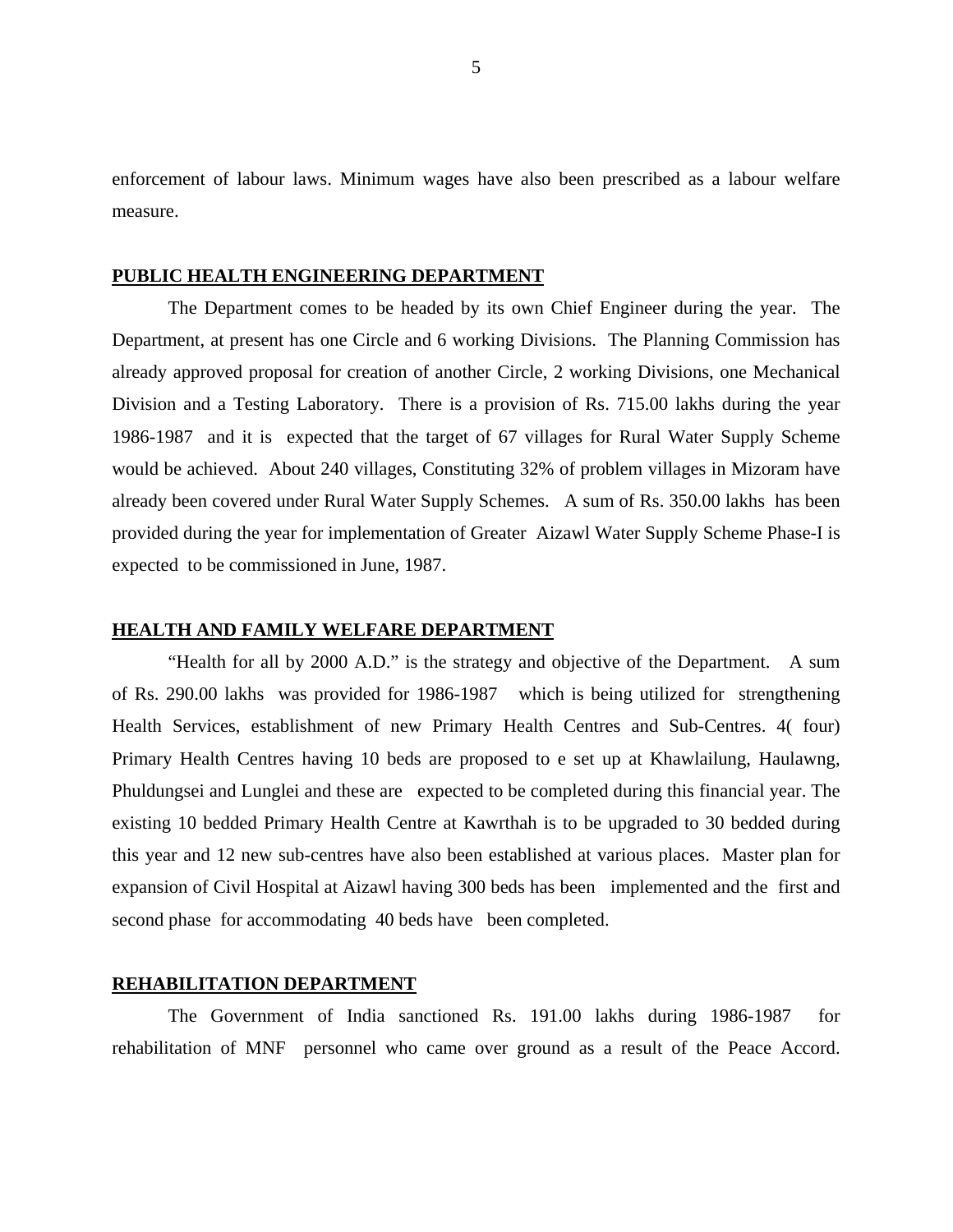enforcement of labour laws. Minimum wages have also been prescribed as a labour welfare measure.

**PUBLIC HEALTH ENGINEERING DEPARTMENT**

The Department comes to be headed by its own Chief Engineer during the year. The Department, at present has one Circle and 6 working Divisions. The Planning Commission has already approved proposal for creation of another Circle, 2 working Divisions, one Mechanical Division and a Testing Laboratory. There is a provision of Rs. 715.00 lakhs during the year 1986-1987 and it is expected that the target of 67 villages for Rural Water Supply Scheme would be achieved. About 240 villages, Constituting 32% of problem villages in Mizoram have already been covered under Rural Water Supply Schemes. A sum of Rs. 350.00 lakhs has been provided during the year for implementation of Greater Aizawl Water Supply Scheme Phase-I is expected to be commissioned in June, 1987.

**HEALTH AND FAMILY WELFARE DEPARTMENT**

"Health for all by 2000 A.D." is the strategy and objective of the Department. A sum of Rs. 290.00 lakhs was provided for 1986-1987 which is being utilized for strengthening Health Services, establishment of new Primary Health Centres and Sub-Centres. 4( four) Primary Health Centres having 10 beds are proposed to e set up at Khawlailung, Haulawng, Phuldungsei and Lunglei and these are expected to be completed during this financial year. The existing 10 bedded Primary Health Centre at Kawrthah is to be upgraded to 30 bedded during this year and 12 new sub-centres have also been established at various places. Master plan for expansion of Civil Hospital at Aizawl having 300 beds has been implemented and the first and second phase for accommodating 40 beds have been completed.

**REHABILITATION DEPARTMENT**

The Government of India sanctioned Rs. 191.00 lakhs during 1986-1987 for rehabilitation of MNF personnel who came over ground as a result of the Peace Accord.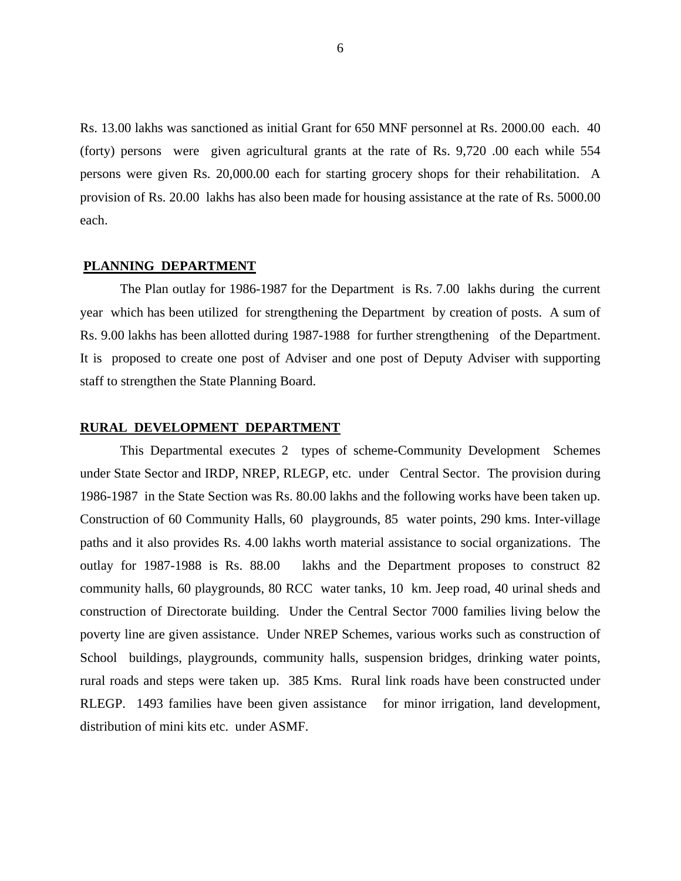Rs. 13.00 lakhs was sanctioned as initial Grant for 650 MNF personnel at Rs. 2000.00 each. 40 (forty) persons were given agricultural grants at the rate of Rs. 9,720 .00 each while 554 persons were given Rs. 20,000.00 each for starting grocery shops for their rehabilitation. A provision of Rs. 20.00 lakhs has also been made for housing assistance at the rate of Rs. 5000.00 each.

## PLANNING DEPARTMENT

The Plan outlay for 1986-1987 for the Department is Rs. 7.00 lakhs during the current year which has been utilized for strengthening the Department by creation of posts. A sum of Rs. 9.00 lakhs has been allotted during 1987-1988 for further strengthening of the Department. It is proposed to create one post of Adviser and one post of Deputy Adviser with supporting staff to strengthen the State Planning Board.

## RURAL DEVELOPMENT DEPARTMENT

This Departmental executes 2 types of scheme-Community Development Schemes under State Sector and IRDP, NREP, RLEGP, etc. under Central Sector. The provision during 1986-1987 in the State Section was Rs. 80.00 lakhs and the following works have been taken up. Construction of 60 Community Halls, 60 playgrounds, 85 water points, 290 kms. Inter-village paths and it also provides Rs. 4.00 lakhs worth material assistance to social organizations. The outlay for 1987-1988 is Rs. 88.00 lakhs and the Department proposes to construct 82 community halls, 60 playgrounds, 80 RCC water tanks, 10 km. Jeep road, 40 urinal sheds and construction of Directorate building. Under the Central Sector 7000 families living below the poverty line are given assistance. Under NREP Schemes, various works such as construction of School buildings, playgrounds, community halls, suspension bridges, drinking water points, rural roads and steps were taken up. 385 Kms. Rural link roads have been constructed under RLEGP. 1493 families have been given assistance for minor irrigation, land development, distribution of mini kits etc. under ASMF.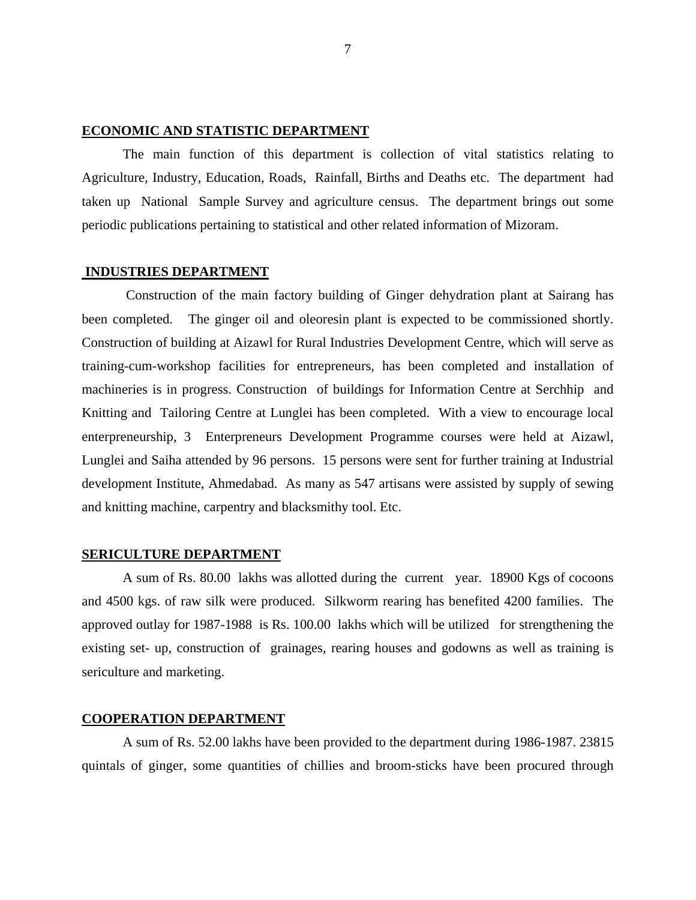## ECONOMIC AND STATISTIC DEPARTMENT

The main function of this department is collection of vital statistics relating to Agriculture, Industry, Education, Roads, Rainfall, Births and Deaths etc. The department had taken up National Sample Survey and agriculture census. The department brings out some periodic publications pertaining to statistical and other related information of Mizoram.

## INDUSTRIES DEPARTMENT

Construction of the main factory building of Ginger dehydration plant at Sairang has been completed. The ginger oil and oleoresin plant is expected to be commissioned shortly. Construction of building at Aizawl for Rural Industries Development Centre, which will serve as training-cum-workshop facilities for entrepreneurs, has been completed and installation of machineries is in progress. Construction of buildings for Information Centre at Serchhip and Knitting and Tailoring Centre at Lunglei has been completed. With a view to encourage local enterpreneurship, 3 Enterpreneurs Development Programme courses were held at Aizawl, Lunglei and Saiha attended by 96 persons. 15 persons were sent for further training at Industrial development Institute, Ahmedabad. As many as 547 artisans were assisted by supply of sewing and knitting machine, carpentry and blacksmithy tool. Etc.

## SERICULTURE DEPARTMENT

A sum of Rs. 80.00 lakhs was allotted during the current year. 18900 Kgs of cocoons and 4500 kgs. of raw silk were produced. Silkworm rearing has benefited 4200 families. The approved outlay for 1987-1988 is Rs. 100.00 lakhs which will be utilized for strengthening the existing set- up, construction of grainages, rearing houses and godowns as well as training is sericulture and marketing.

## COOPERATION DEPARTMENT

A sum of Rs. 52.00 lakhs have been provided to the department during 1986-1987. 23815 quintals of ginger, some quantities of chillies and broom-sticks have been procured through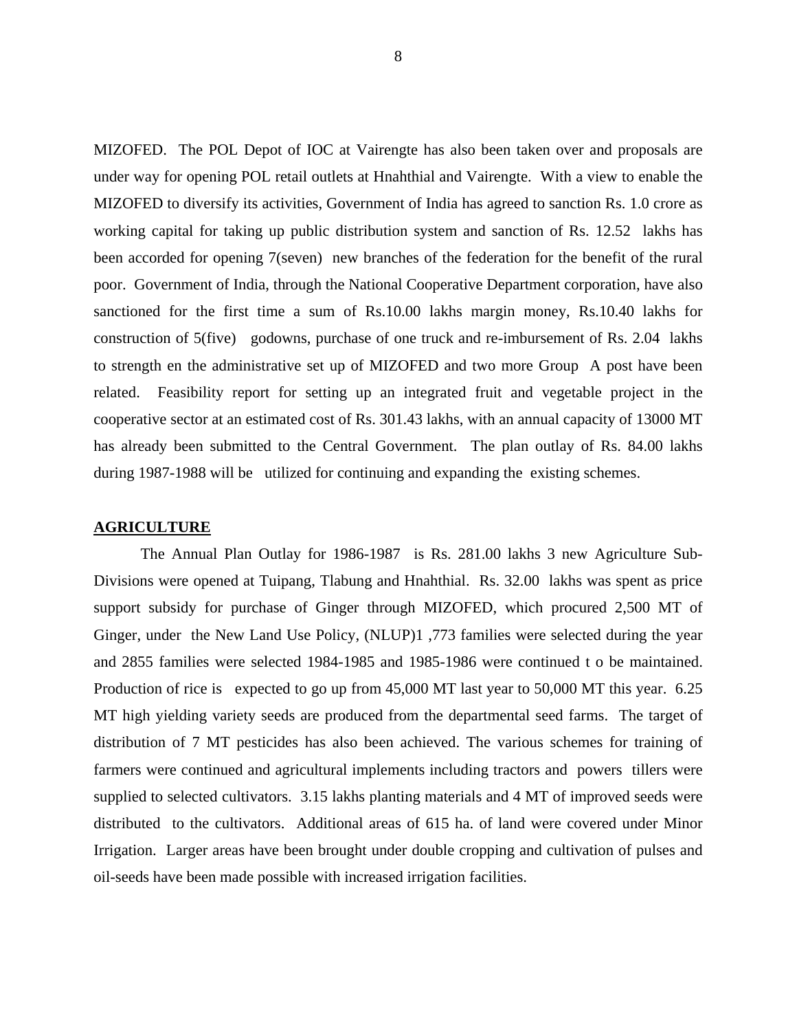MIZOFED. The POL Depot of IOC at Vairengte has also been taken over and proposals are under way for opening POL retail outlets at Hnahthial and Vairengte. With a view to enable the MIZOFED to diversify its activities, Government of India has agreed to sanction Rs. 1.0 crore as working capital for taking up public distribution system and sanction of Rs. 12.52 lakhs has been accorded for opening 7(seven) new branches of the federation for the benefit of the rural poor. Government of India, through the National Cooperative Department corporation, have also sanctioned for the first time a sum of Rs.10.00 lakhs margin money, Rs.10.40 lakhs for construction of 5(five) godowns, purchase of one truck and re-imbursement of Rs. 2.04 lakhs to strength en the administrative set up of MIZOFED and two more Group A post have been related. Feasibility report for setting up an integrated fruit and vegetable project in the cooperative sector at an estimated cost of Rs. 301.43 lakhs, with an annual capacity of 13000 MT has already been submitted to the Central Government. The plan outlay of Rs. 84.00 lakhs during 1987-1988 will be utilized for continuing and expanding the existing schemes.

**AGRICULTURE**

The Annual Plan Outlay for 1986-1987 is Rs. 281.00 lakhs 3 new Agriculture Sub-Divisions were opened at Tuipang, Tlabung and Hnahthial. Rs. 32.00 lakhs was spent as price support subsidy for purchase of Ginger through MIZOFED, which procured 2,500 MT of Ginger, under the New Land Use Policy, (NLUP)1 ,773 families were selected during the year and 2855 families were selected 1984-1985 and 1985-1986 were continued t o be maintained. Production of rice is expected to go up from 45,000 MT last year to 50,000 MT this year. 6.25 MT high yielding variety seeds are produced from the departmental seed farms. The target of distribution of 7 MT pesticides has also been achieved. The various schemes for training of farmers were continued and agricultural implements including tractors and powers tillers were supplied to selected cultivators. 3.15 lakhs planting materials and 4 MT of improved seeds were distributed to the cultivators. Additional areas of 615 ha. of land were covered under Minor Irrigation. Larger areas have been brought under double cropping and cultivation of pulses and oil-seeds have been made possible with increased irrigation facilities.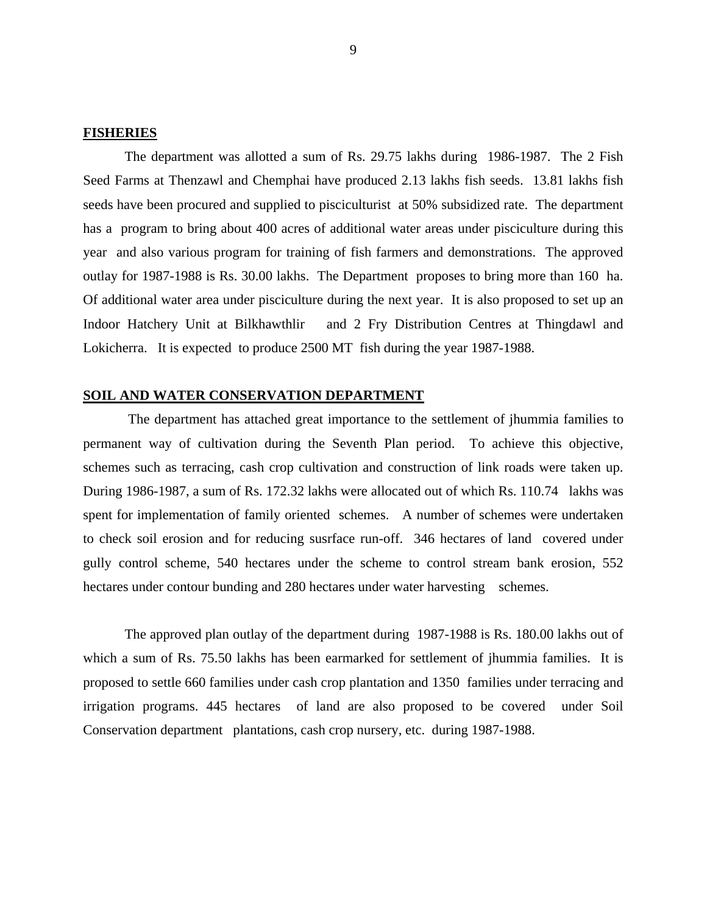## FISHERIES

The department was allotted a sum of Rs. 29.75 lakhs during 1986-1987. The 2 Fish Seed Farms at Thenzawl and Chemphai have produced 2.13 lakhs fish seeds. 13.81 lakhs fish seeds have been procured and supplied to pisciculturist at 50% subsidized rate. The department has a program to bring about 400 acres of additional water areas under pisciculture during this year and also various program for training of fish farmers and demonstrations. The approved outlay for 1987-1988 is Rs. 30.00 lakhs. The Department proposes to bring more than 160 ha. Of additional water area under pisciculture during the next year. It is also proposed to set up an Indoor Hatchery Unit at Bilkhawthlir and 2 Fry Distribution Centres at Thingdawl and Lokicherra. It is expected to produce 2500 MT fish during the year 1987-1988.

## SOIL AND WATER CONSERVATION DEPARTMENT

The department has attached great importance to the settlement of jhummia families to permanent way of cultivation during the Seventh Plan period. To achieve this objective, schemes such as terracing, cash crop cultivation and construction of link roads were taken up. During 1986-1987, a sum of Rs. 172.32 lakhs were allocated out of which Rs. 110.74 lakhs was spent for implementation of family oriented schemes. A number of schemes were undertaken to check soil erosion and for reducing susrface run-off. 346 hectares of land covered under gully control scheme, 540 hectares under the scheme to control stream bank erosion, 552 hectares under contour bunding and 280 hectares under water harvesting schemes.

The approved plan outlay of the department during 1987-1988 is Rs. 180.00 lakhs out of which a sum of Rs. 75.50 lakhs has been earmarked for settlement of jhummia families. It is proposed to settle 660 families under cash crop plantation and 1350 families under terracing and irrigation programs. 445 hectares of land are also proposed to be covered under Soil Conservation department plantations, cash crop nursery, etc. during 1987-1988.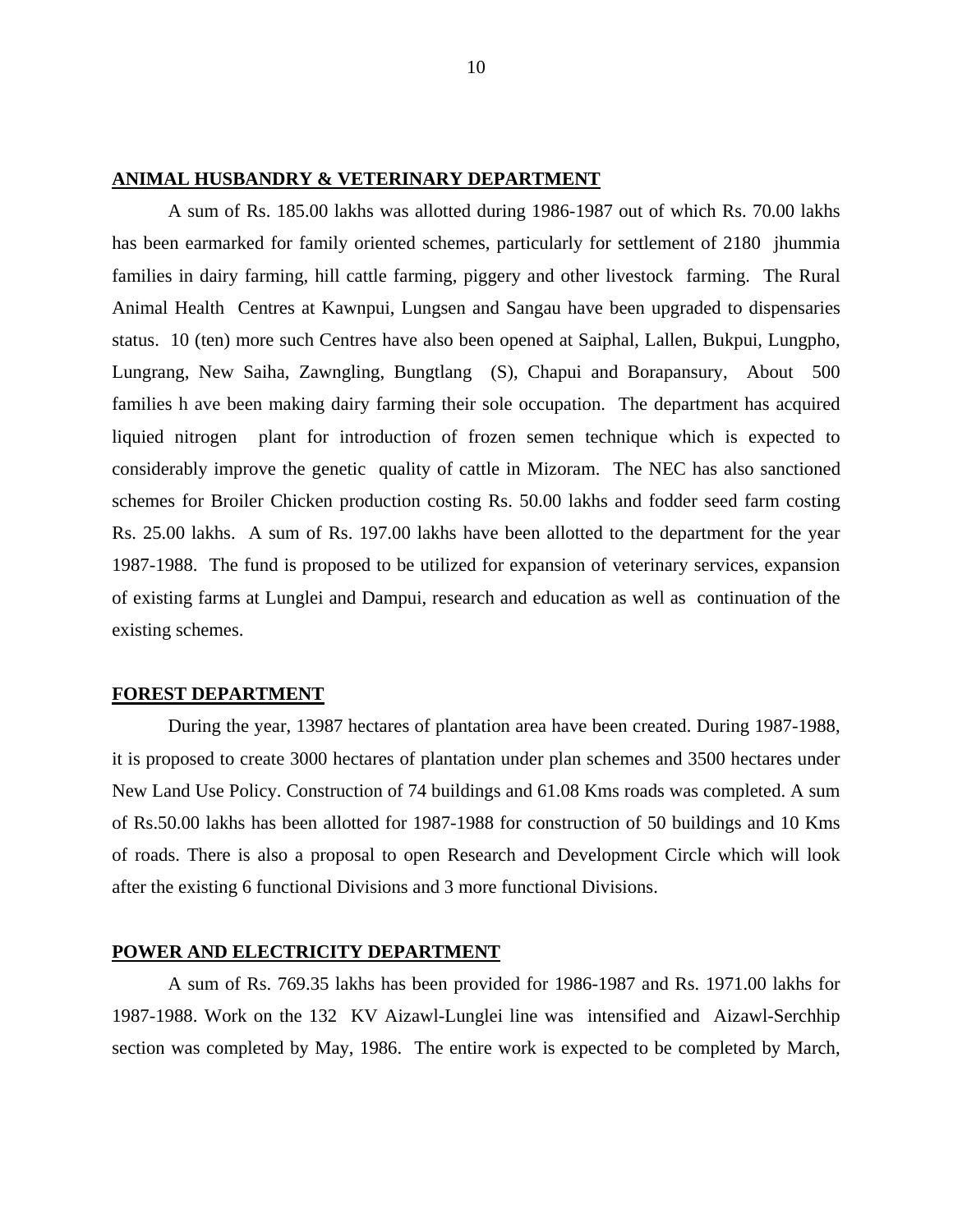## ANIMAL HUSBANDRY & VETERINARY DEPARTMENT

A sum of Rs. 185.00 lakhs was allotted during 1986-1987 out of which Rs. 70.00 lakhs has been earmarked for family oriented schemes, particularly for settlement of 2180 jhummia families in dairy farming, hill cattle farming, piggery and other livestock farming. The Rural Animal Health Centres at Kawnpui, Lungsen and Sangau have been upgraded to dispensaries status. 10 (ten) more such Centres have also been opened at Saiphal, Lallen, Bukpui, Lungpho, Lungrang, New Saiha, Zawngling, Bungtlang (S), Chapui and Borapansury, About 500 families h ave been making dairy farming their sole occupation. The department has acquired liquied nitrogen plant for introduction of frozen semen technique which is expected to considerably improve the genetic quality of cattle in Mizoram. The NEC has also sanctioned schemes for Broiler Chicken production costing Rs. 50.00 lakhs and fodder seed farm costing Rs. 25.00 lakhs. A sum of Rs. 197.00 lakhs have been allotted to the department for the year 1987-1988. The fund is proposed to be utilized for expansion of veterinary services, expansion of existing farms at Lunglei and Dampui, research and education as well as continuation of the existing schemes.

## FOREST DEPARTMENT

During the year, 13987 hectares of plantation area have been created. During 1987-1988, it is proposed to create 3000 hectares of plantation under plan schemes and 3500 hectares under New Land Use Policy. Construction of 74 buildings and 61.08 Kms roads was completed. A sum of Rs.50.00 lakhs has been allotted for 1987-1988 for construction of 50 buildings and 10 Kms of roads. There is also a proposal to open Research and Development Circle which will look after the existing 6 functional Divisions and 3 more functional Divisions.

## POWER AND ELECTRICITY DEPARTMENT

A sum of Rs. 769.35 lakhs has been provided for 1986-1987 and Rs. 1971.00 lakhs for 1987-1988. Work on the 132 KV Aizawl-Lunglei line was intensified and Aizawl-Serchhip section was completed by May, 1986. The entire work is expected to be completed by March,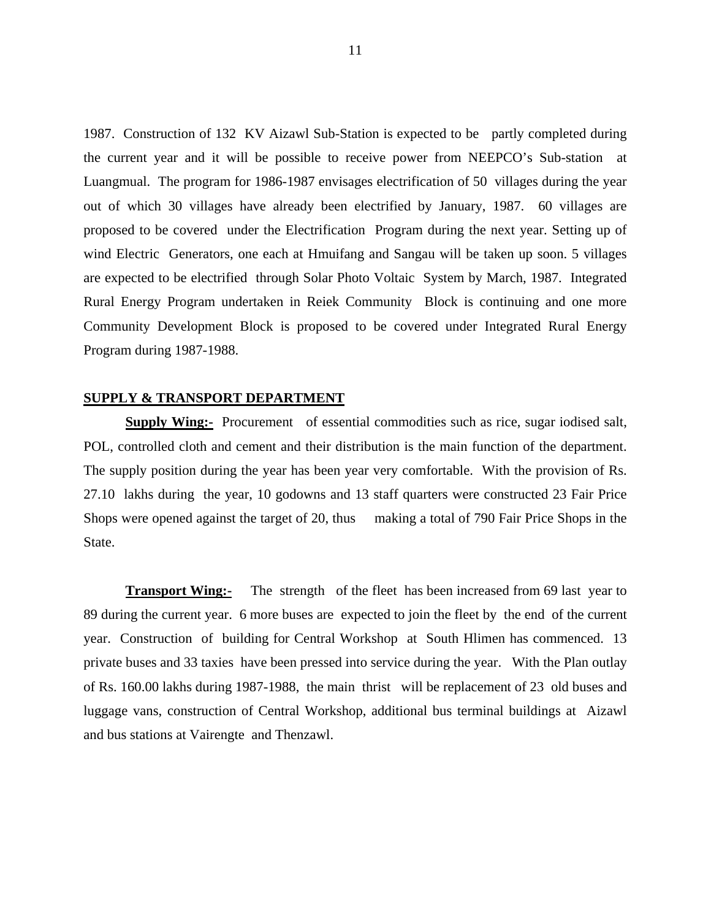1987. Construction of 132 KV Aizawl Sub-Station is expected to be partly completed during the current year and it will be possible to receive power from NEEPCO's Sub-station at Luangmual. The program for 1986-1987 envisages electrification of 50 villages during the year out of which 30 villages have already been electrified by January, 1987. 60 villages are proposed to be covered under the Electrification Program during the next year. Setting up of wind Electric Generators, one each at Hmuifang and Sangau will be taken up soon. 5 villages are expected to be electrified through Solar Photo Voltaic System by March, 1987. Integrated Rural Energy Program undertaken in Reiek Community Block is continuing and one more Community Development Block is proposed to be covered under Integrated Rural Energy Program during 1987-1988.

## SUPPLY & TRANSPORT DEPARTMENT

**Supply Wing:-** Procurement of essential commodities such as rice, sugar iodised salt, POL, controlled cloth and cement and their distribution is the main function of the department. The supply position during the year has been year very comfortable. With the provision of Rs. 27.10 lakhs during the year, 10 godowns and 13 staff quarters were constructed 23 Fair Price Shops were opened against the target of 20, thus making a total of 790 Fair Price Shops in the State.

**Transport Wing:-** The strength of the fleet has been increased from 69 last year to 89 during the current year. 6 more buses are expected to join the fleet by the end of the current year. Construction of building for Central Workshop at South Hlimen has commenced. 13 private buses and 33 taxies have been pressed into service during the year. With the Plan outlay of Rs. 160.00 lakhs during 1987-1988, the main thrist will be replacement of 23 old buses and luggage vans, construction of Central Workshop, additional bus terminal buildings at Aizawl and bus stations at Vairengte and Thenzawl.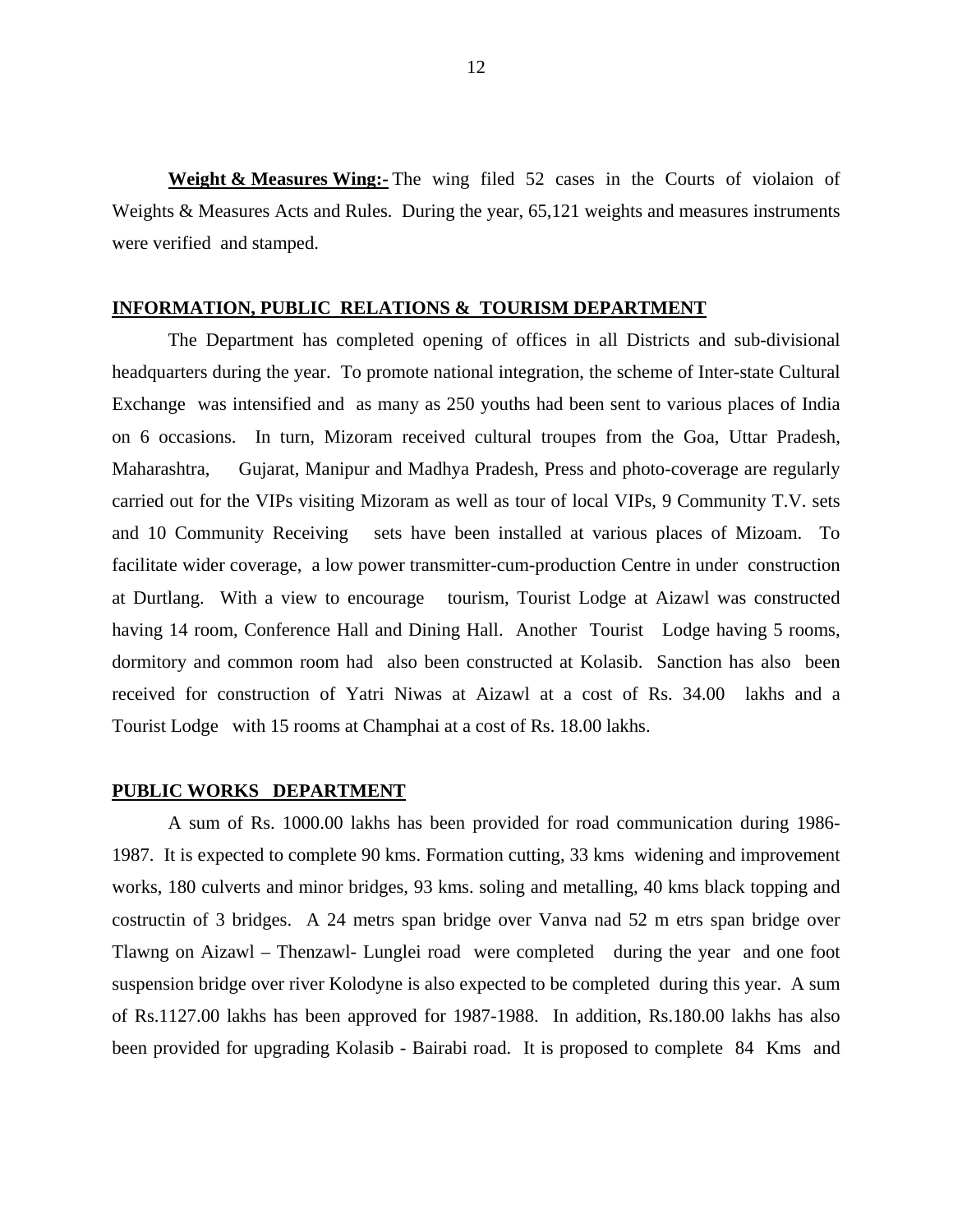**Weight & Measures Wing:-** The wing filed 52 cases in the Courts of violaion of Weights & Measures Acts and Rules. During the year, 65,121 weights and measures instruments were verified and stamped.

## INFORMATION, PUBLIC RELATIONS & TOURISM DEPARTMENT

The Department has completed opening of offices in all Districts and sub-divisional headquarters during the year. To promote national integration, the scheme of Inter-state Cultural Exchange was intensified and as many as 250 youths had been sent to various places of India on 6 occasions. In turn, Mizoram received cultural troupes from the Goa, Uttar Pradesh, Maharashtra, Gujarat, Manipur and Madhya Pradesh, Press and photo-coverage are regularly carried out for the VIPs visiting Mizoram as well as tour of local VIPs, 9 Community T.V. sets and 10 Community Receiving sets have been installed at various places of Mizoam. To facilitate wider coverage, a low power transmitter-cum-production Centre in under construction at Durtlang. With a view to encourage tourism, Tourist Lodge at Aizawl was constructed having 14 room, Conference Hall and Dining Hall. Another Tourist Lodge having 5 rooms, dormitory and common room had also been constructed at Kolasib. Sanction has also been received for construction of Yatri Niwas at Aizawl at a cost of Rs. 34.00 lakhs and a Tourist Lodge with 15 rooms at Champhai at a cost of Rs. 18.00 lakhs.

## PUBLIC WORKS DEPARTMENT

A sum of Rs. 1000.00 lakhs has been provided for road communication during 1986-1987. It is expected to complete 90 kms. Formation cutting, 33 kms widening and improvement works, 180 culverts and minor bridges, 93 kms. soling and metalling, 40 kms black topping and costructin of 3 bridges. A 24 metrs span bridge over Vanva nad 52 m etrs span bridge over Tlawng on Aizawl – Thenzawl- Lunglei road were completed during the year and one foot suspension bridge over river Kolodyne is also expected to be completed during this year. A sum of Rs.1127.00 lakhs has been approved for 1987-1988. In addition, Rs.180.00 lakhs has also been provided for upgrading Kolasib - Bairabi road. It is proposed to complete 84 Kms and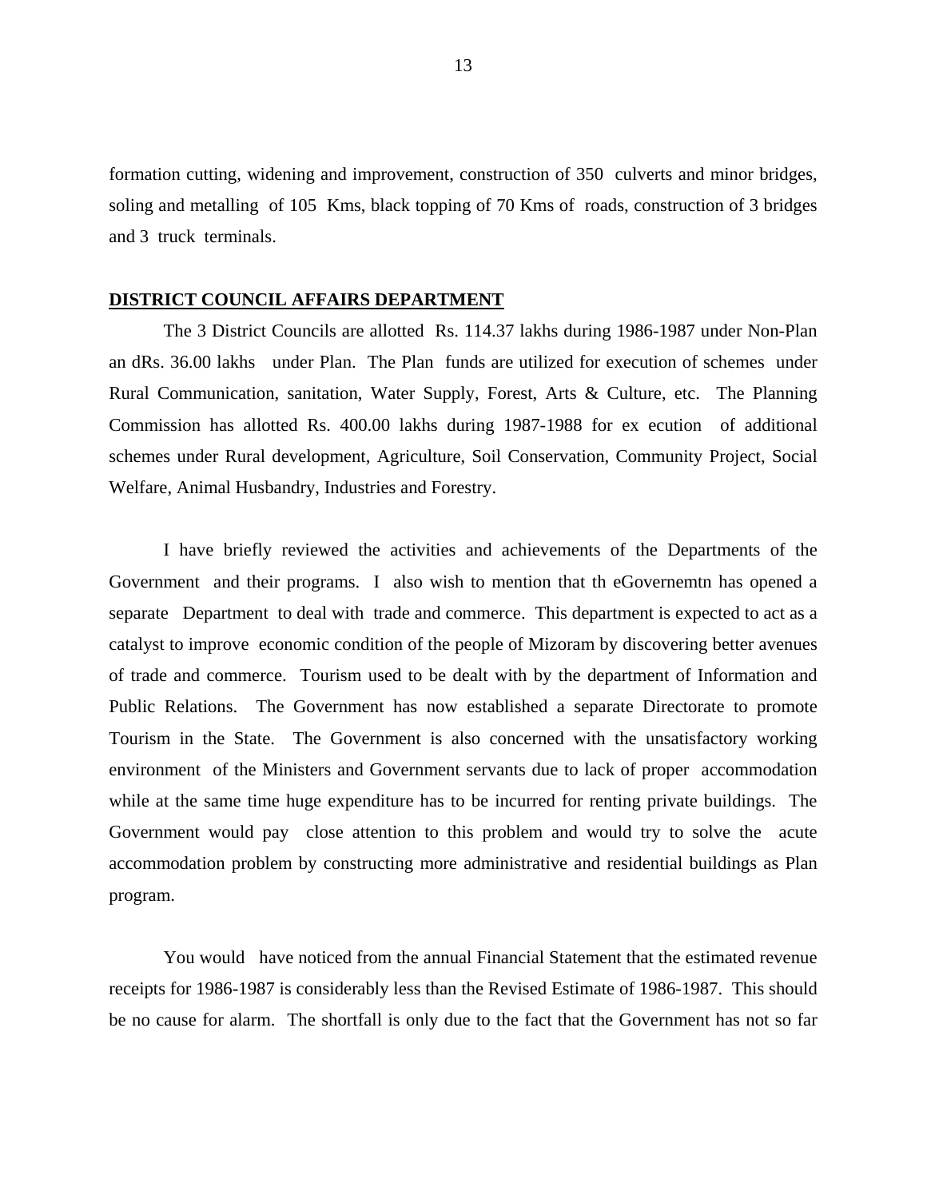formation cutting, widening and improvement, construction of 350 culverts and minor bridges, soling and metalling of 105 Kms, black topping of 70 Kms of roads, construction of 3 bridges and 3 truck terminals.

**DISTRICT COUNCIL AFFAIRS DEPARTMENT**

The 3 District Councils are allotted Rs. 114.37 lakhs during 1986-1987 under Non-Plan an dRs. 36.00 lakhs under Plan. The Plan funds are utilized for execution of schemes under Rural Communication, sanitation, Water Supply, Forest, Arts & Culture, etc. The Planning Commission has allotted Rs. 400.00 lakhs during 1987-1988 for ex ecution of additional schemes under Rural development, Agriculture, Soil Conservation, Community Project, Social Welfare, Animal Husbandry, Industries and Forestry.

I have briefly reviewed the activities and achievements of the Departments of the Government and their programs. I also wish to mention that th eGovernemtn has opened a separate Department to deal with trade and commerce. This department is expected to act as a catalyst to improve economic condition of the people of Mizoram by discovering better avenues of trade and commerce. Tourism used to be dealt with by the department of Information and Public Relations. The Government has now established a separate Directorate to promote Tourism in the State. The Government is also concerned with the unsatisfactory working environment of the Ministers and Government servants due to lack of proper accommodation while at the same time huge expenditure has to be incurred for renting private buildings. The Government would pay close attention to this problem and would try to solve the acute accommodation problem by constructing more administrative and residential buildings as Plan program.

You would have noticed from the annual Financial Statement that the estimated revenue receipts for 1986-1987 is considerably less than the Revised Estimate of 1986-1987. This should be no cause for alarm. The shortfall is only due to the fact that the Government has not so far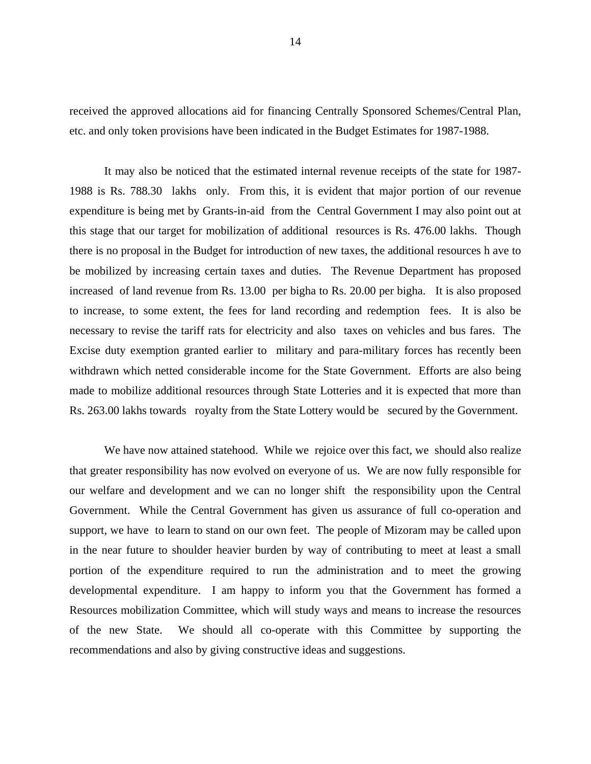received the approved allocations aid for financing Centrally Sponsored Schemes/Central Plan, etc. and only token provisions have been indicated in the Budget Estimates for 1987-1988.

It may also be noticed that the estimated internal revenue receipts of the state for 1987-1988 is Rs. 788.30 lakhs only. From this, it is evident that major portion of our revenue expenditure is being met by Grants-in-aid from the Central Government I may also point out at this stage that our target for mobilization of additional resources is Rs. 476.00 lakhs. Though there is no proposal in the Budget for introduction of new taxes, the additional resources h ave to be mobilized by increasing certain taxes and duties. The Revenue Department has proposed increased of land revenue from Rs. 13.00 per bigha to Rs. 20.00 per bigha. It is also proposed to increase, to some extent, the fees for land recording and redemption fees. It is also be necessary to revise the tariff rats for electricity and also taxes on vehicles and bus fares. The Excise duty exemption granted earlier to military and para-military forces has recently been withdrawn which netted considerable income for the State Government. Efforts are also being made to mobilize additional resources through State Lotteries and it is expected that more than Rs. 263.00 lakhs towards royalty from the State Lottery would be secured by the Government.

We have now attained statehood. While we rejoice over this fact, we should also realize that greater responsibility has now evolved on everyone of us. We are now fully responsible for our welfare and development and we can no longer shift the responsibility upon the Central Government. While the Central Government has given us assurance of full co-operation and support, we have to learn to stand on our own feet. The people of Mizoram may be called upon in the near future to shoulder heavier burden by way of contributing to meet at least a small portion of the expenditure required to run the administration and to meet the growing developmental expenditure. I am happy to inform you that the Government has formed a Resources mobilization Committee, which will study ways and means to increase the resources of the new State. We should all co-operate with this Committee by supporting the recommendations and also by giving constructive ideas and suggestions.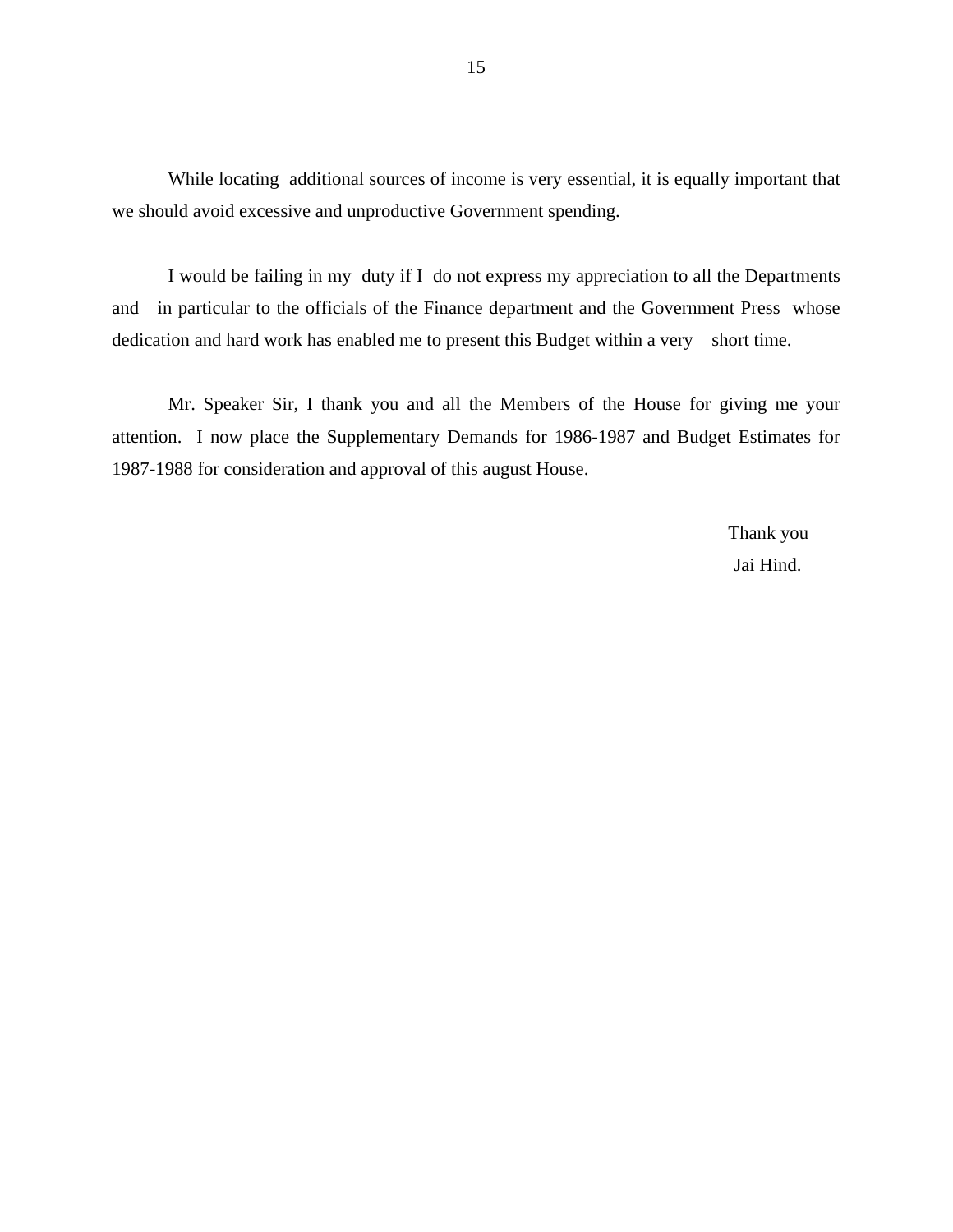While locating additional sources of income is very essential, it is equally important that we should avoid excessive and unproductive Government spending.

I would be failing in my duty if I do not express my appreciation to all the Departments and in particular to the officials of the Finance department and the Government Press whose dedication and hard work has enabled me to present this Budget within a very short time.

Mr. Speaker Sir, I thank you and all the Members of the House for giving me your attention. I now place the Supplementary Demands for 1986-1987 and Budget Estimates for 1987-1988 for consideration and approval of this august House.

Thank you

Jai Hind.